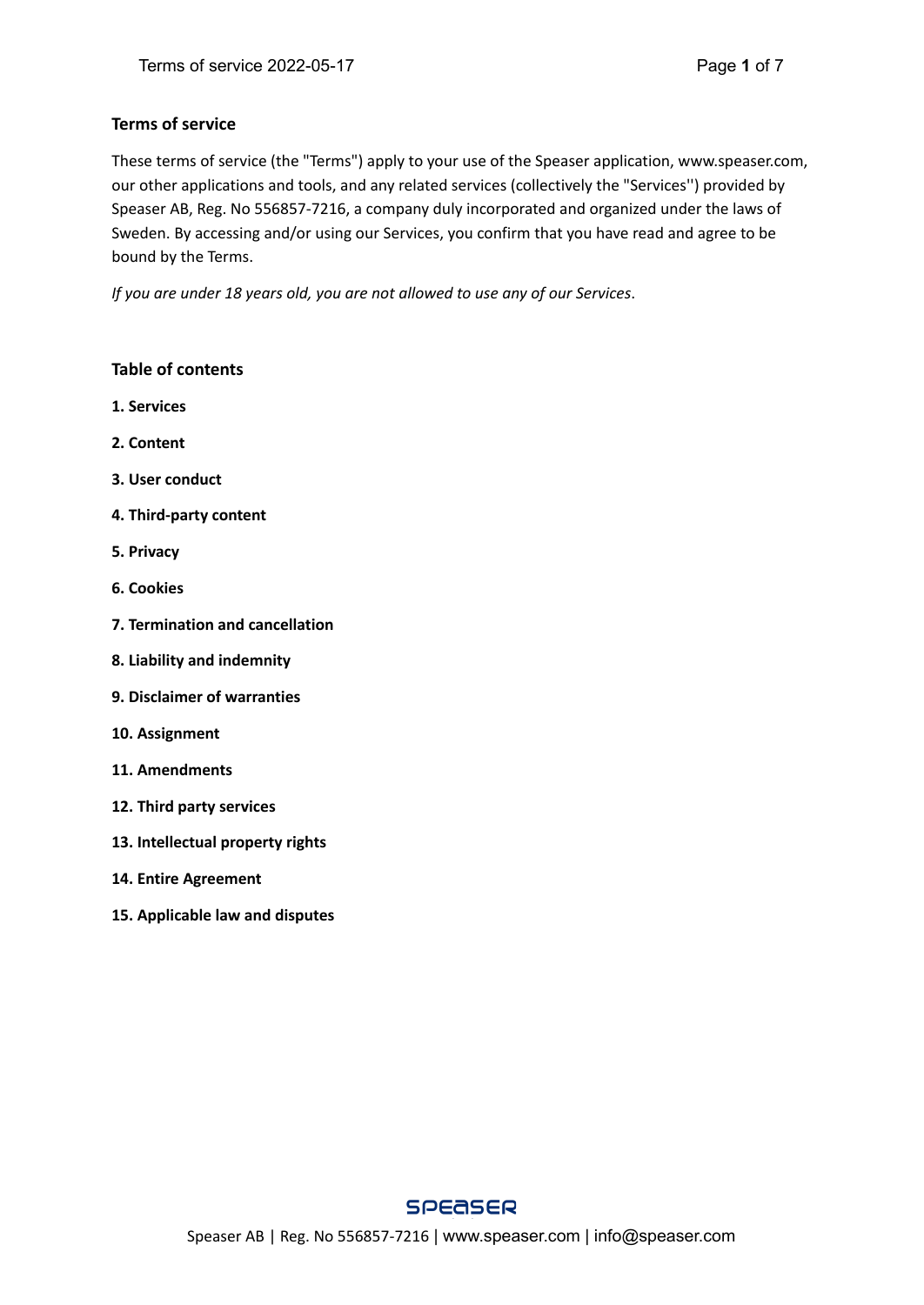## Terms of service

These terms of service (the "Terms") apply to your use of the Speaser application, www.speaser.com, our other applications and tools, and any related services (collectively the "Services'') provided by Speaser AB, Reg. No 556857-7216, a company duly incorporated and organized under the laws of Sweden. By accessing and/or using our Services, you confirm that you have read and agree to be bound by the Terms.

*If you are under 18 years old, you are not allowed to use any of our Services*.

## Table of contents

**1. Services**

**2. Content**

**3. User conduct**

**4. Third-party content**

**5. Privacy**

**6. Cookies**

**7. Termination and cancellation**

**8. Liability and indemnity**

**9. Disclaimer of warranties**

**10. Assignment**

**11. Amendments**

**12. Third party services**

**13. Intellectual property rights**

**14. Entire Agreement**

**15. Applicable law and disputes**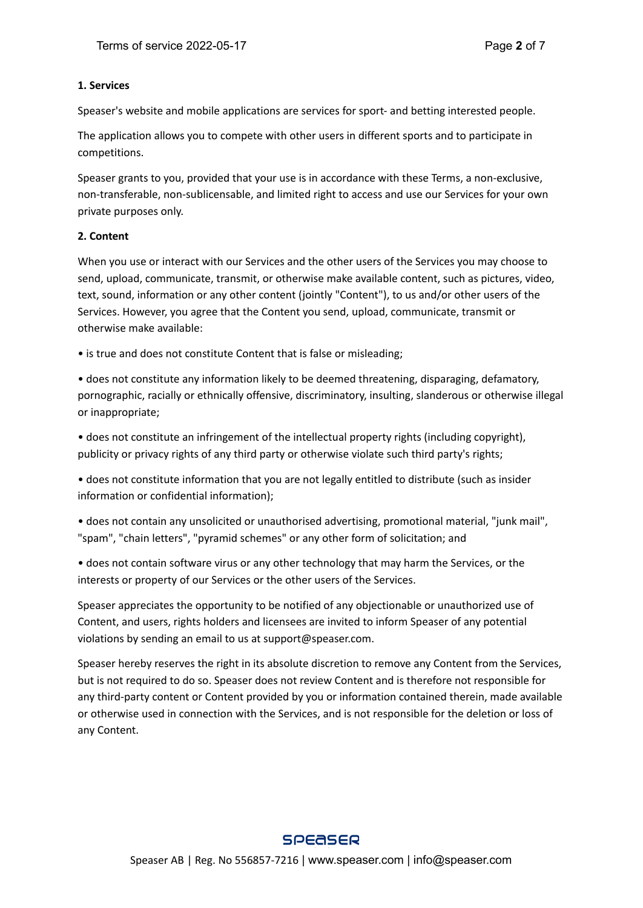**1. Services**

Speaser's website and mobile applications are services for sport- and betting interested people.

The application allows you to compete with other users in different sports and to participate in competitions.

Speaser grants to you, provided that your use is in accordance with these Terms, a non-exclusive, non-transferable, non-sublicensable, and limited right to access and use our Services for your own private purposes only.

**2. Content**

When you use or interact with our Services and the other users of the Services you may choose to send, upload, communicate, transmit, or otherwise make available content, such as pictures, video, text, sound, information or any other content (jointly "Content"), to us and/or other users of the Services. However, you agree that the Content you send, upload, communicate, transmit or otherwise make available:

- is true and does not constitute Content that is false or misleading;
- does not constitute any information likely to be deemed threatening, disparaging, defamatory, pornographic, racially or ethnically offensive, discriminatory, insulting, slanderous or otherwise illegal or inappropriate;
- does not constitute an infringement of the intellectual property rights (including copyright), publicity or privacy rights of any third party or otherwise violate such third party's rights;
- does not constitute information that you are not legally entitled to distribute (such as insider information or confidential information);
- does not contain any unsolicited or unauthorised advertising, promotional material, "junk mail", "spam", "chain letters", "pyramid schemes" or any other form of solicitation; and
- does not contain software virus or any other technology that may harm the Services, or the interests or property of our Services or the other users of the Services.

Speaser appreciates the opportunity to be notified of any objectionable or unauthorized use of Content, and users, rights holders and licensees are invited to inform Speaser of any potential violations by sending an email to us at support@speaser.com.

Speaser hereby reserves the right in its absolute discretion to remove any Content from the Services, but is not required to do so. Speaser does not review Content and is therefore not responsible for any third-party content or Content provided by you or information contained therein, made available or otherwise used in connection with the Services, and is not responsible for the deletion or loss of any Content.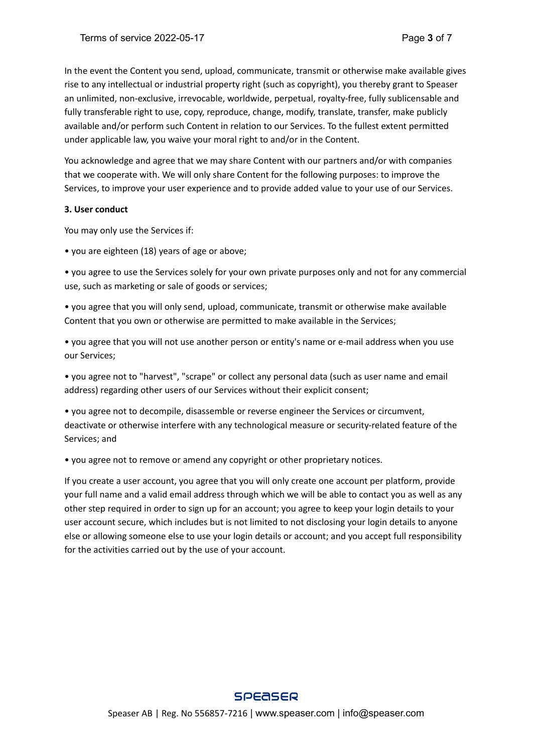In the event the Content you send, upload, communicate, transmit or otherwise make available gives rise to any intellectual or industrial property right (such as copyright), you thereby grant to Speaser an unlimited, non-exclusive, irrevocable, worldwide, perpetual, royalty-free, fully sublicensable and fully transferable right to use, copy, reproduce, change, modify, translate, transfer, make publicly available and/or perform such Content in relation to our Services. To the fullest extent permitted under applicable law, you waive your moral right to and/or in the Content.

You acknowledge and agree that we may share Content with our partners and/or with companies that we cooperate with. We will only share Content for the following purposes: to improve the Services, to improve your user experience and to provide added value to your use of our Services.

**3. User conduct**

You may only use the Services if:

- you are eighteen (18) years of age or above;
- you agree to use the Services solely for your own private purposes only and not for any commercial use, such as marketing or sale of goods or services;
- you agree that you will only send, upload, communicate, transmit or otherwise make available Content that you own or otherwise are permitted to make available in the Services;
- you agree that you will not use another person or entity's name or e-mail address when you use our Services;
- you agree not to "harvest", "scrape" or collect any personal data (such as user name and email address) regarding other users of our Services without their explicit consent;
- you agree not to decompile, disassemble or reverse engineer the Services or circumvent, deactivate or otherwise interfere with any technological measure or security-related feature of the Services; and
- you agree not to remove or amend any copyright or other proprietary notices.

If you create a user account, you agree that you will only create one account per platform, provide your full name and a valid email address through which we will be able to contact you as well as any other step required in order to sign up for an account; you agree to keep your login details to your user account secure, which includes but is not limited to not disclosing your login details to anyone else or allowing someone else to use your login details or account; and you accept full responsibility for the activities carried out by the use of your account.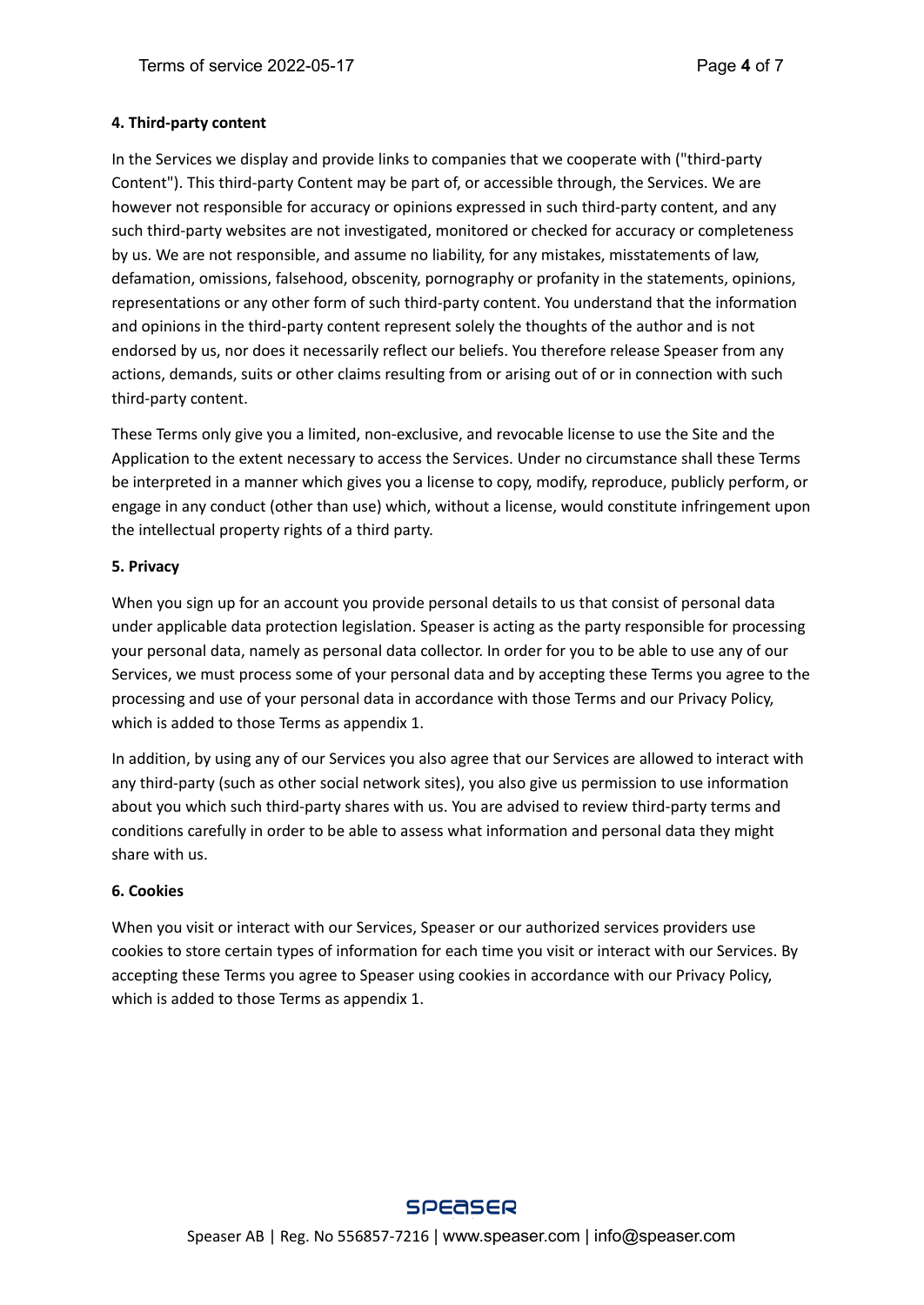**4. Third-party content**

In the Services we display and provide links to companies that we cooperate with ("third-party Content"). This third-party Content may be part of, or accessible through, the Services. We are however not responsible for accuracy or opinions expressed in such third-party content, and any such third-party websites are not investigated, monitored or checked for accuracy or completeness by us. We are not responsible, and assume no liability, for any mistakes, misstatements of law, defamation, omissions, falsehood, obscenity, pornography or profanity in the statements, opinions, representations or any other form of such third-party content. You understand that the information and opinions in the third-party content represent solely the thoughts of the author and is not endorsed by us, nor does it necessarily reflect our beliefs. You therefore release Speaser from any actions, demands, suits or other claims resulting from or arising out of or in connection with such third-party content.

These Terms only give you a limited, non-exclusive, and revocable license to use the Site and the Application to the extent necessary to access the Services. Under no circumstance shall these Terms be interpreted in a manner which gives you a license to copy, modify, reproduce, publicly perform, or engage in any conduct (other than use) which, without a license, would constitute infringement upon the intellectual property rights of a third party.

**5. Privacy**

When you sign up for an account you provide personal details to us that consist of personal data under applicable data protection legislation. Speaser is acting as the party responsible for processing your personal data, namely as personal data collector. In order for you to be able to use any of our Services, we must process some of your personal data and by accepting these Terms you agree to the processing and use of your personal data in accordance with those Terms and our Privacy Policy, which is added to those Terms as appendix 1.

In addition, by using any of our Services you also agree that our Services are allowed to interact with any third-party (such as other social network sites), you also give us permission to use information about you which such third-party shares with us. You are advised to review third-party terms and conditions carefully in order to be able to assess what information and personal data they might share with us.

**6. Cookies**

When you visit or interact with our Services, Speaser or our authorized services providers use cookies to store certain types of information for each time you visit or interact with our Services. By accepting these Terms you agree to Speaser using cookies in accordance with our Privacy Policy, which is added to those Terms as appendix 1.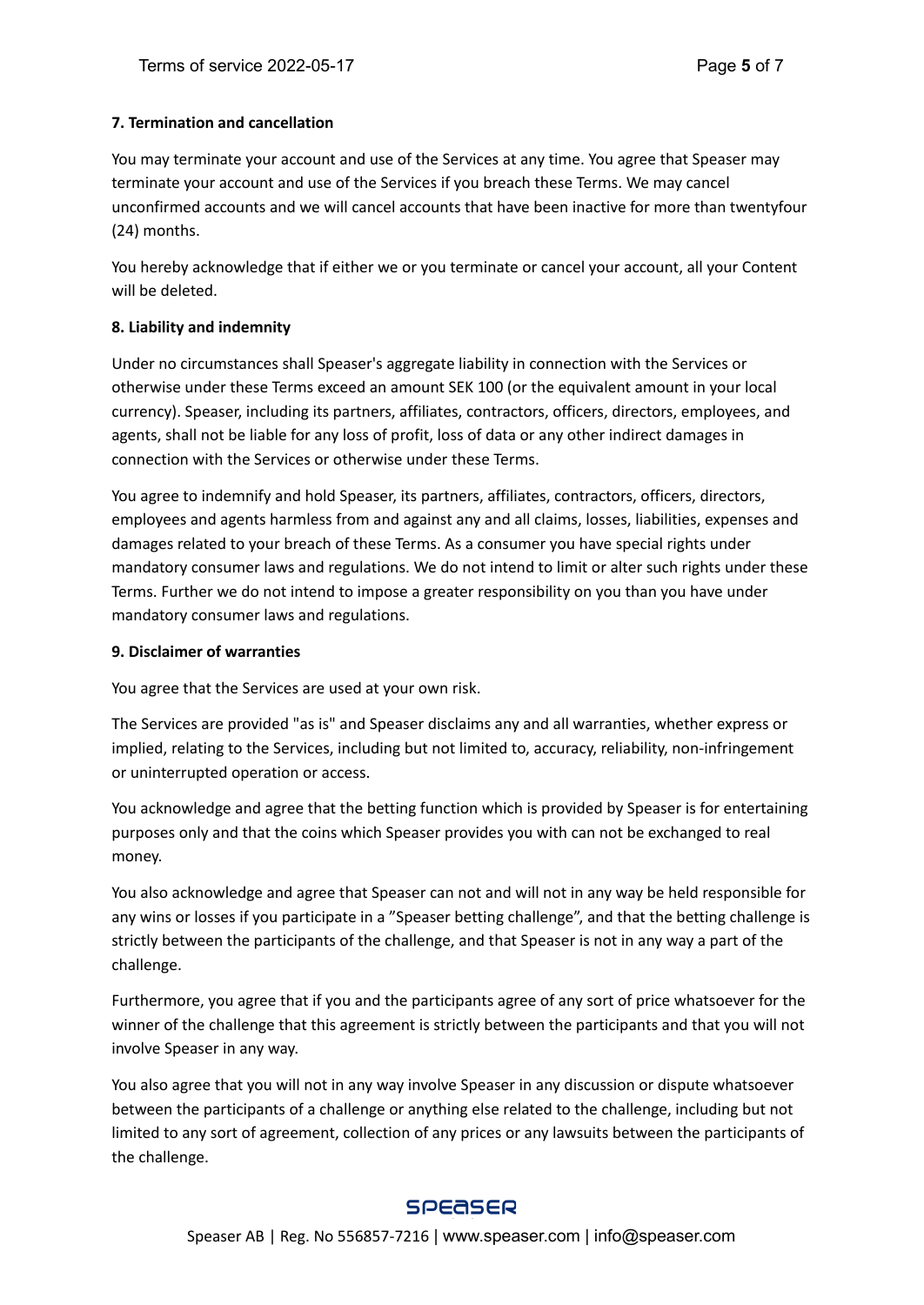**7. Termination and cancellation**

You may terminate your account and use of the Services at any time. You agree that Speaser may terminate your account and use of the Services if you breach these Terms. We may cancel unconfirmed accounts and we will cancel accounts that have been inactive for more than twentyfour (24) months.

You hereby acknowledge that if either we or you terminate or cancel your account, all your Content will be deleted.

**8. Liability and indemnity**

Under no circumstances shall Speaser's aggregate liability in connection with the Services or otherwise under these Terms exceed an amount SEK 100 (or the equivalent amount in your local currency). Speaser, including its partners, affiliates, contractors, officers, directors, employees, and agents, shall not be liable for any loss of profit, loss of data or any other indirect damages in connection with the Services or otherwise under these Terms.

You agree to indemnify and hold Speaser, its partners, affiliates, contractors, officers, directors, employees and agents harmless from and against any and all claims, losses, liabilities, expenses and damages related to your breach of these Terms. As a consumer you have special rights under mandatory consumer laws and regulations. We do not intend to limit or alter such rights under these Terms. Further we do not intend to impose a greater responsibility on you than you have under mandatory consumer laws and regulations.

**9. Disclaimer of warranties**

You agree that the Services are used at your own risk.

The Services are provided "as is" and Speaser disclaims any and all warranties, whether express or implied, relating to the Services, including but not limited to, accuracy, reliability, non-infringement or uninterrupted operation or access.

You acknowledge and agree that the betting function which is provided by Speaser is for entertaining purposes only and that the coins which Speaser provides you with can not be exchanged to real money.

You also acknowledge and agree that Speaser can not and will not in any way be held responsible for any wins or losses if you participate in a ”Speaser betting challenge”, and that the betting challenge is strictly between the participants of the challenge, and that Speaser is not in any way a part of the challenge.

Furthermore, you agree that if you and the participants agree of any sort of price whatsoever for the winner of the challenge that this agreement is strictly between the participants and that you will not involve Speaser in any way.

You also agree that you will not in any way involve Speaser in any discussion or dispute whatsoever between the participants of a challenge or anything else related to the challenge, including but not limited to any sort of agreement, collection of any prices or any lawsuits between the participants of the challenge.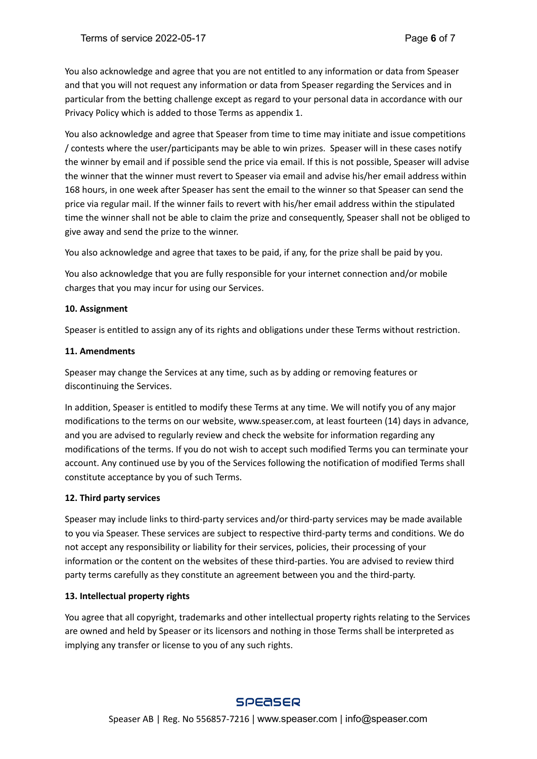You also acknowledge and agree that you are not entitled to any information or data from Speaser and that you will not request any information or data from Speaser regarding the Services and in particular from the betting challenge except as regard to your personal data in accordance with our Privacy Policy which is added to those Terms as appendix 1.

You also acknowledge and agree that Speaser from time to time may initiate and issue competitions / contests where the user/participants may be able to win prizes. Speaser will in these cases notify the winner by email and if possible send the price via email. If this is not possible, Speaser will advise the winner that the winner must revert to Speaser via email and advise his/her email address within 168 hours, in one week after Speaser has sent the email to the winner so that Speaser can send the price via regular mail. If the winner fails to revert with his/her email address within the stipulated time the winner shall not be able to claim the prize and consequently, Speaser shall not be obliged to give away and send the prize to the winner.

You also acknowledge and agree that taxes to be paid, if any, for the prize shall be paid by you.

You also acknowledge that you are fully responsible for your internet connection and/or mobile charges that you may incur for using our Services.

**10. Assignment**

Speaser is entitled to assign any of its rights and obligations under these Terms without restriction.

**11. Amendments**

Speaser may change the Services at any time, such as by adding or removing features or discontinuing the Services.

In addition, Speaser is entitled to modify these Terms at any time. We will notify you of any major modifications to the terms on our website, www.speaser.com, at least fourteen (14) days in advance, and you are advised to regularly review and check the website for information regarding any modifications of the terms. If you do not wish to accept such modified Terms you can terminate your account. Any continued use by you of the Services following the notification of modified Terms shall constitute acceptance by you of such Terms.

**12. Third party services**

Speaser may include links to third-party services and/or third-party services may be made available to you via Speaser. These services are subject to respective third-party terms and conditions. We do not accept any responsibility or liability for their services, policies, their processing of your information or the content on the websites of these third-parties. You are advised to review third party terms carefully as they constitute an agreement between you and the third-party.

**13. Intellectual property rights**

You agree that all copyright, trademarks and other intellectual property rights relating to the Services are owned and held by Speaser or its licensors and nothing in those Terms shall be interpreted as implying any transfer or license to you of any such rights.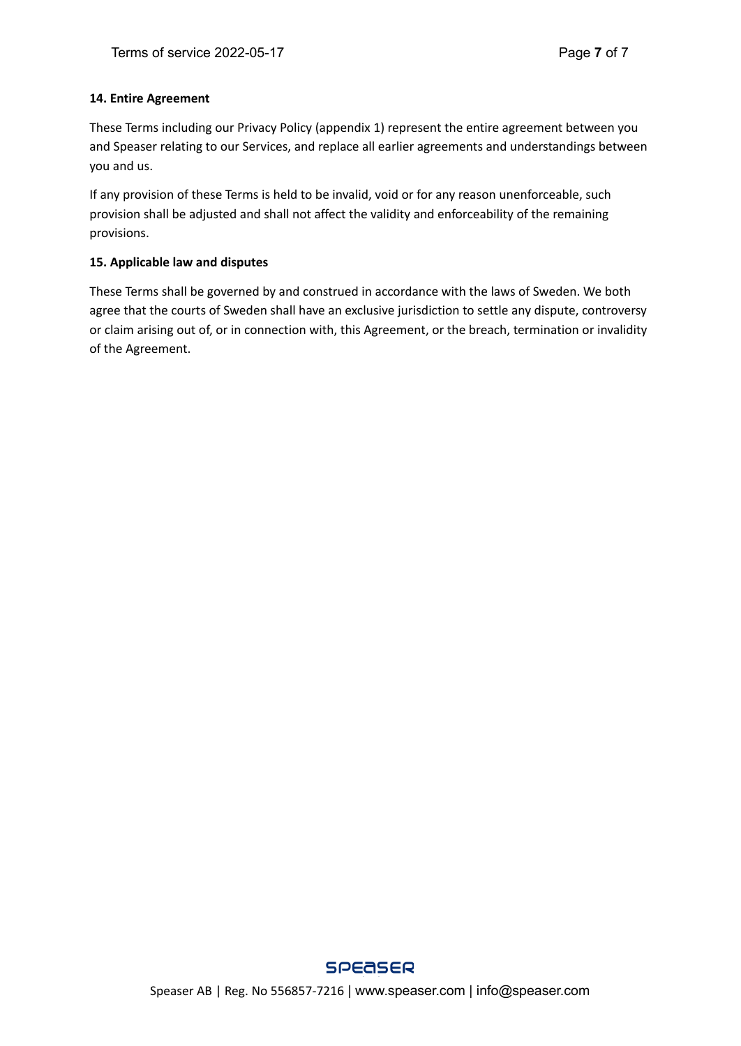**14. Entire Agreement**

These Terms including our Privacy Policy (appendix 1) represent the entire agreement between you and Speaser relating to our Services, and replace all earlier agreements and understandings between you and us.

If any provision of these Terms is held to be invalid, void or for any reason unenforceable, such provision shall be adjusted and shall not affect the validity and enforceability of the remaining provisions.

**15. Applicable law and disputes**

These Terms shall be governed by and construed in accordance with the laws of Sweden. We both agree that the courts of Sweden shall have an exclusive jurisdiction to settle any dispute, controversy or claim arising out of, or in connection with, this Agreement, or the breach, termination or invalidity of the Agreement.